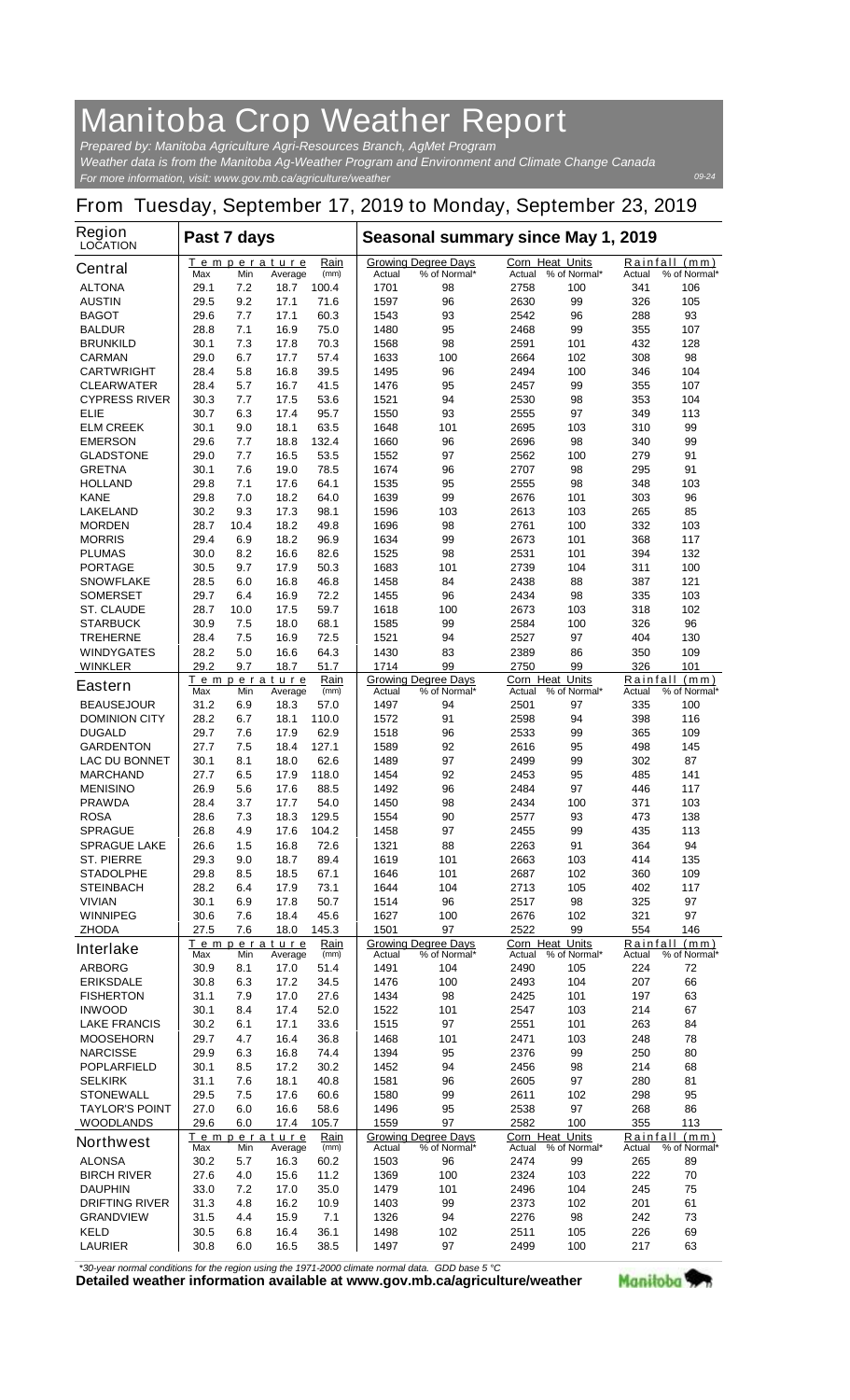# Manitoba Crop Weather Report

*Prepared by: Manitoba Agriculture Agri-Resources Branch, AgMet Program*
*Weather data is from the Manitoba Ag-Weather Program and Environment and Climate Change Canada*
*For more information, visit: www.gov.mb.ca/agriculture/weather*

09-24

## From Tuesday, September 17, 2019 to Monday, September 23, 2019

| Region LOCATION | Past 7 days | | | | Seasonal summary since May 1, 2019 | | | | | |
|---|---|---|---|---|---|---|---|---|---|---|
| | Temperature | | | Rain | Growing Degree Days | | Corn Heat Units | | Rainfall (mm) | |
| **Central** | Max | Min | Average | (mm) | Actual | % of Normal* | Actual | % of Normal* | Actual | % of Normal* |
| ALTONA | 29.1 | 7.2 | 18.7 | 100.4 | 1701 | 98 | 2758 | 100 | 341 | 106 |
| AUSTIN | 29.5 | 9.2 | 17.1 | 71.6 | 1597 | 96 | 2630 | 99 | 326 | 105 |
| BAGOT | 29.6 | 7.7 | 17.1 | 60.3 | 1543 | 93 | 2542 | 96 | 288 | 93 |
| BALDUR | 28.8 | 7.1 | 16.9 | 75.0 | 1480 | 95 | 2468 | 99 | 355 | 107 |
| BRUNKILD | 30.1 | 7.3 | 17.8 | 70.3 | 1568 | 98 | 2591 | 101 | 432 | 128 |
| CARMAN | 29.0 | 6.7 | 17.7 | 57.4 | 1633 | 100 | 2664 | 102 | 308 | 98 |
| CARTWRIGHT | 28.4 | 5.8 | 16.8 | 39.5 | 1495 | 96 | 2494 | 100 | 346 | 104 |
| CLEARWATER | 28.4 | 5.7 | 16.7 | 41.5 | 1476 | 95 | 2457 | 99 | 355 | 107 |
| CYPRESS RIVER | 30.3 | 7.7 | 17.5 | 53.6 | 1521 | 94 | 2530 | 98 | 353 | 104 |
| ELIE | 30.7 | 6.3 | 17.4 | 95.7 | 1550 | 93 | 2555 | 97 | 349 | 113 |
| ELM CREEK | 30.1 | 9.0 | 18.1 | 63.5 | 1648 | 101 | 2695 | 103 | 310 | 99 |
| EMERSON | 29.6 | 7.7 | 18.8 | 132.4 | 1660 | 96 | 2696 | 98 | 340 | 99 |
| GLADSTONE | 29.0 | 7.7 | 16.5 | 53.5 | 1552 | 97 | 2562 | 100 | 279 | 91 |
| GRETNA | 30.1 | 7.6 | 19.0 | 78.5 | 1674 | 96 | 2707 | 98 | 295 | 91 |
| HOLLAND | 29.8 | 7.1 | 17.6 | 64.1 | 1535 | 95 | 2555 | 98 | 348 | 103 |
| KANE | 29.8 | 7.0 | 18.2 | 64.0 | 1639 | 99 | 2676 | 101 | 303 | 96 |
| LAKELAND | 30.2 | 9.3 | 17.3 | 98.1 | 1596 | 103 | 2613 | 103 | 265 | 85 |
| MORDEN | 28.7 | 10.4 | 18.2 | 49.8 | 1696 | 98 | 2761 | 100 | 332 | 103 |
| MORRIS | 29.4 | 6.9 | 18.2 | 96.9 | 1634 | 99 | 2673 | 101 | 368 | 117 |
| PLUMAS | 30.0 | 8.2 | 16.6 | 82.6 | 1525 | 98 | 2531 | 101 | 394 | 132 |
| PORTAGE | 30.5 | 9.7 | 17.9 | 50.3 | 1683 | 101 | 2739 | 104 | 311 | 100 |
| SNOWFLAKE | 28.5 | 6.0 | 16.8 | 46.8 | 1458 | 84 | 2438 | 88 | 387 | 121 |
| SOMERSET | 29.7 | 6.4 | 16.9 | 72.2 | 1455 | 96 | 2434 | 98 | 335 | 103 |
| ST. CLAUDE | 28.7 | 10.0 | 17.5 | 59.7 | 1618 | 100 | 2673 | 103 | 318 | 102 |
| STARBUCK | 30.9 | 7.5 | 18.0 | 68.1 | 1585 | 99 | 2584 | 100 | 326 | 96 |
| TREHERNE | 28.4 | 7.5 | 16.9 | 72.5 | 1521 | 94 | 2527 | 97 | 404 | 130 |
| WINDYGATES | 28.2 | 5.0 | 16.6 | 64.3 | 1430 | 83 | 2389 | 86 | 350 | 109 |
| WINKLER | 29.2 | 9.7 | 18.7 | 51.7 | 1714 | 99 | 2750 | 99 | 326 | 101 |
| **Eastern** | Max | Min | Average | (mm) | Actual | % of Normal* | Actual | % of Normal* | Actual | % of Normal* |
| BEAUSEJOUR | 31.2 | 6.9 | 18.3 | 57.0 | 1497 | 94 | 2501 | 97 | 335 | 100 |
| DOMINION CITY | 28.2 | 6.7 | 18.1 | 110.0 | 1572 | 91 | 2598 | 94 | 398 | 116 |
| DUGALD | 29.7 | 7.6 | 17.9 | 62.9 | 1518 | 96 | 2533 | 99 | 365 | 109 |
| GARDENTON | 27.7 | 7.5 | 18.4 | 127.1 | 1589 | 92 | 2616 | 95 | 498 | 145 |
| LAC DU BONNET | 30.1 | 8.1 | 18.0 | 62.6 | 1489 | 97 | 2499 | 99 | 302 | 87 |
| MARCHAND | 27.7 | 6.5 | 17.9 | 118.0 | 1454 | 92 | 2453 | 95 | 485 | 141 |
| MENISINO | 26.9 | 5.6 | 17.6 | 88.5 | 1492 | 96 | 2484 | 97 | 446 | 117 |
| PRAWDA | 28.4 | 3.7 | 17.7 | 54.0 | 1450 | 98 | 2434 | 100 | 371 | 103 |
| ROSA | 28.6 | 7.3 | 18.3 | 129.5 | 1554 | 90 | 2577 | 93 | 473 | 138 |
| SPRAGUE | 26.8 | 4.9 | 17.6 | 104.2 | 1458 | 97 | 2455 | 99 | 435 | 113 |
| SPRAGUE LAKE | 26.6 | 1.5 | 16.8 | 72.6 | 1321 | 88 | 2263 | 91 | 364 | 94 |
| ST. PIERRE | 29.3 | 9.0 | 18.7 | 89.4 | 1619 | 101 | 2663 | 103 | 414 | 135 |
| STADOLPHE | 29.8 | 8.5 | 18.5 | 67.1 | 1646 | 101 | 2687 | 102 | 360 | 109 |
| STEINBACH | 28.2 | 6.4 | 17.9 | 73.1 | 1644 | 104 | 2713 | 105 | 402 | 117 |
| VIVIAN | 30.1 | 6.9 | 17.8 | 50.7 | 1514 | 96 | 2517 | 98 | 325 | 97 |
| WINNIPEG | 30.6 | 7.6 | 18.4 | 45.6 | 1627 | 100 | 2676 | 102 | 321 | 97 |
| ZHODA | 27.5 | 7.6 | 18.0 | 145.3 | 1501 | 97 | 2522 | 99 | 554 | 146 |
| **Interlake** | Max | Min | Average | (mm) | Actual | % of Normal* | Actual | % of Normal* | Actual | % of Normal* |
| ARBORG | 30.9 | 8.1 | 17.0 | 51.4 | 1491 | 104 | 2490 | 105 | 224 | 72 |
| ERIKSDALE | 30.8 | 6.3 | 17.2 | 34.5 | 1476 | 100 | 2493 | 104 | 207 | 66 |
| FISHERTON | 31.1 | 7.9 | 17.0 | 27.6 | 1434 | 98 | 2425 | 101 | 197 | 63 |
| INWOOD | 30.1 | 8.4 | 17.4 | 52.0 | 1522 | 101 | 2547 | 103 | 214 | 67 |
| LAKE FRANCIS | 30.2 | 6.1 | 17.1 | 33.6 | 1515 | 97 | 2551 | 101 | 263 | 84 |
| MOOSEHORN | 29.7 | 4.7 | 16.4 | 36.8 | 1468 | 101 | 2471 | 103 | 248 | 78 |
| NARCISSE | 29.9 | 6.3 | 16.8 | 74.4 | 1394 | 95 | 2376 | 99 | 250 | 80 |
| POPLARFIELD | 30.1 | 8.5 | 17.2 | 30.2 | 1452 | 94 | 2456 | 98 | 214 | 68 |
| SELKIRK | 31.1 | 7.6 | 18.1 | 40.8 | 1581 | 96 | 2605 | 97 | 280 | 81 |
| STONEWALL | 29.5 | 7.5 | 17.6 | 60.6 | 1580 | 99 | 2611 | 102 | 298 | 95 |
| TAYLOR'S POINT | 27.0 | 6.0 | 16.6 | 58.6 | 1496 | 95 | 2538 | 97 | 268 | 86 |
| WOODLANDS | 29.6 | 6.0 | 17.4 | 105.7 | 1559 | 97 | 2582 | 100 | 355 | 113 |
| **Northwest** | Max | Min | Average | (mm) | Actual | % of Normal* | Actual | % of Normal* | Actual | % of Normal* |
| ALONSA | 30.2 | 5.7 | 16.3 | 60.2 | 1503 | 96 | 2474 | 99 | 265 | 89 |
| BIRCH RIVER | 27.6 | 4.0 | 15.6 | 11.2 | 1369 | 100 | 2324 | 103 | 222 | 70 |
| DAUPHIN | 33.0 | 7.2 | 17.0 | 35.0 | 1479 | 101 | 2496 | 104 | 245 | 75 |
| DRIFTING RIVER | 31.3 | 4.8 | 16.2 | 10.9 | 1403 | 99 | 2373 | 102 | 201 | 61 |
| GRANDVIEW | 31.5 | 4.4 | 15.9 | 7.1 | 1326 | 94 | 2276 | 98 | 242 | 73 |
| KELD | 30.5 | 6.8 | 16.4 | 36.1 | 1498 | 102 | 2511 | 105 | 226 | 69 |
| LAURIER | 30.8 | 6.0 | 16.5 | 38.5 | 1497 | 97 | 2499 | 100 | 217 | 63 |

*\*30-year normal conditions for the region using the 1971-2000 climate normal data. GDD base 5 °C*

**Detailed weather information available at www.gov.mb.ca/agriculture/weather**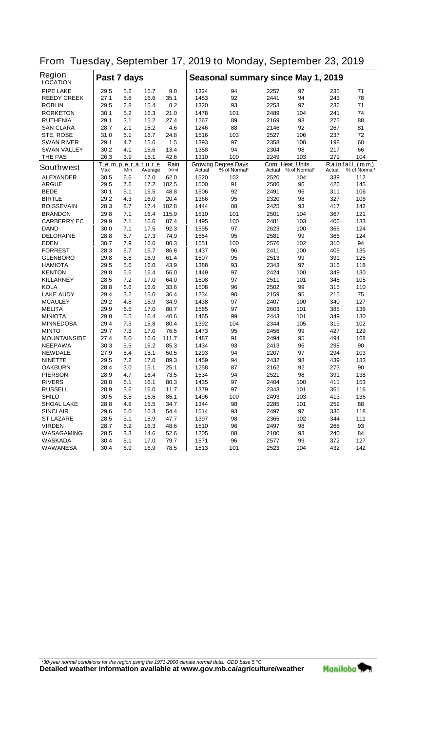# From Tuesday, September 17, 2019 to Monday, September 23, 2019

| Region<br>LOCATION | Past 7 days | | | | Seasonal summary since May 1, 2019 | | | | | |
|---|---|---|---|---|---|---|---|---|---|---|
| PIPE LAKE | 29.5 | 5.2 | 15.7 | 9.0 | 1324 | 94 | 2257 | 97 | 235 | 71 |
| REEDY CREEK | 27.1 | 5.8 | 16.6 | 35.1 | 1453 | 92 | 2441 | 94 | 243 | 78 |
| ROBLIN | 29.5 | 2.8 | 15.4 | 8.2 | 1320 | 93 | 2253 | 97 | 236 | 71 |
| RORKETON | 30.1 | 5.2 | 16.3 | 21.0 | 1478 | 101 | 2489 | 104 | 241 | 74 |
| RUTHENIA | 29.1 | 3.1 | 15.2 | 27.4 | 1267 | 89 | 2169 | 93 | 275 | 88 |
| SAN CLARA | 28.7 | 2.1 | 15.2 | 4.6 | 1246 | 88 | 2146 | 92 | 267 | 81 |
| STE. ROSE | 31.0 | 6.1 | 16.7 | 24.8 | 1516 | 103 | 2527 | 106 | 237 | 72 |
| SWAN RIVER | 29.1 | 4.7 | 15.6 | 1.5 | 1393 | 97 | 2358 | 100 | 198 | 60 |
| SWAN VALLEY | 30.2 | 4.1 | 15.6 | 13.4 | 1358 | 94 | 2304 | 98 | 217 | 66 |
| THE PAS | 26.3 | 3.9 | 15.1 | 42.6 | 1310 | 100 | 2249 | 103 | 279 | 104 |

| Southwest | Temperature | | | Rain | Growing Degree Days | | Corn Heat Units | | Rainfall (mm) | |
|---|---|---|---|---|---|---|---|---|---|---|
| | Max | Min | Average | (mm) | Actual | % of Normal* | Actual | % of Normal* | Actual | % of Normal* |
| ALEXANDER | 30.5 | 6.6 | 17.0 | 62.0 | 1520 | 102 | 2520 | 104 | 339 | 112 |
| ARGUE | 29.5 | 7.6 | 17.2 | 102.5 | 1500 | 91 | 2506 | 96 | 426 | 145 |
| BEDE | 30.1 | 5.1 | 16.5 | 48.8 | 1506 | 92 | 2491 | 95 | 311 | 106 |
| BIRTLE | 29.2 | 4.3 | 16.0 | 20.4 | 1366 | 95 | 2320 | 98 | 327 | 108 |
| BOISSEVAIN | 28.3 | 8.7 | 17.4 | 102.8 | 1444 | 88 | 2425 | 93 | 417 | 142 |
| BRANDON | 29.8 | 7.1 | 16.4 | 115.9 | 1510 | 101 | 2501 | 104 | 367 | 121 |
| CARBERRY EC | 29.9 | 7.1 | 16.6 | 87.4 | 1495 | 100 | 2481 | 103 | 406 | 133 |
| DAND | 30.0 | 7.1 | 17.5 | 92.3 | 1595 | 97 | 2623 | 100 | 366 | 124 |
| DELORAINE | 28.8 | 6.7 | 17.3 | 74.9 | 1554 | 95 | 2581 | 99 | 366 | 124 |
| EDEN | 30.7 | 7.9 | 16.6 | 80.3 | 1551 | 100 | 2576 | 102 | 310 | 94 |
| FORREST | 28.3 | 6.7 | 15.7 | 86.8 | 1437 | 96 | 2411 | 100 | 409 | 135 |
| GLENBORO | 29.8 | 5.8 | 16.9 | 61.4 | 1507 | 95 | 2513 | 99 | 391 | 125 |
| HAMIOTA | 29.5 | 5.6 | 16.0 | 43.9 | 1388 | 93 | 2343 | 97 | 316 | 118 |
| KENTON | 29.8 | 5.5 | 16.4 | 56.0 | 1449 | 97 | 2424 | 100 | 349 | 130 |
| KILLARNEY | 28.5 | 7.2 | 17.0 | 64.0 | 1508 | 97 | 2511 | 101 | 348 | 105 |
| KOLA | 28.8 | 6.6 | 16.6 | 33.6 | 1508 | 96 | 2502 | 99 | 315 | 110 |
| LAKE AUDY | 29.4 | 3.2 | 15.0 | 36.4 | 1234 | 90 | 2159 | 95 | 215 | 75 |
| MCAULEY | 29.2 | 4.8 | 15.9 | 34.9 | 1438 | 97 | 2407 | 100 | 340 | 127 |
| MELITA | 29.9 | 6.5 | 17.0 | 80.7 | 1585 | 97 | 2603 | 101 | 385 | 136 |
| MINIOTA | 29.8 | 5.5 | 16.4 | 40.6 | 1465 | 99 | 2443 | 101 | 349 | 130 |
| MINNEDOSA | 29.4 | 7.3 | 15.8 | 80.4 | 1392 | 104 | 2344 | 105 | 319 | 102 |
| MINTO | 29.7 | 7.3 | 17.0 | 76.5 | 1473 | 95 | 2456 | 99 | 427 | 129 |
| MOUNTAINSIDE | 27.4 | 8.0 | 16.6 | 111.7 | 1487 | 91 | 2494 | 95 | 494 | 168 |
| NEEPAWA | 30.3 | 5.5 | 16.2 | 85.3 | 1434 | 93 | 2413 | 96 | 298 | 90 |
| NEWDALE | 27.9 | 5.4 | 15.1 | 50.5 | 1293 | 94 | 2207 | 97 | 294 | 103 |
| NINETTE | 29.5 | 7.2 | 17.0 | 89.3 | 1459 | 94 | 2432 | 98 | 439 | 133 |
| OAKBURN | 28.4 | 3.0 | 15.1 | 25.1 | 1258 | 87 | 2162 | 92 | 273 | 90 |
| PIERSON | 28.9 | 4.7 | 16.4 | 73.5 | 1534 | 94 | 2521 | 98 | 391 | 138 |
| RIVERS | 28.8 | 6.1 | 16.1 | 80.3 | 1435 | 97 | 2404 | 100 | 411 | 153 |
| RUSSELL | 28.9 | 3.6 | 16.0 | 11.7 | 1379 | 97 | 2343 | 101 | 361 | 116 |
| SHILO | 30.5 | 6.5 | 16.6 | 85.1 | 1496 | 100 | 2493 | 103 | 413 | 136 |
| SHOAL LAKE | 28.8 | 4.8 | 15.5 | 34.7 | 1344 | 98 | 2285 | 101 | 252 | 88 |
| SINCLAIR | 29.6 | 6.0 | 16.3 | 54.4 | 1514 | 93 | 2497 | 97 | 336 | 118 |
| ST LAZARE | 28.5 | 3.1 | 15.9 | 47.7 | 1397 | 98 | 2365 | 102 | 344 | 111 |
| VIRDEN | 28.7 | 6.2 | 16.3 | 48.6 | 1510 | 96 | 2497 | 98 | 268 | 93 |
| WASAGAMING | 28.5 | 3.3 | 14.6 | 52.6 | 1205 | 88 | 2100 | 93 | 240 | 84 |
| WASKADA | 30.4 | 5.1 | 17.0 | 79.7 | 1571 | 96 | 2577 | 99 | 372 | 127 |
| WAWANESA | 30.4 | 6.9 | 16.9 | 78.5 | 1513 | 101 | 2523 | 104 | 432 | 142 |

*\*30-year normal conditions for the region using the 1971-2000 climate normal data. GDD base 5 °C*

**Detailed weather information available at www.gov.mb.ca/agriculture/weather**

Manitoba